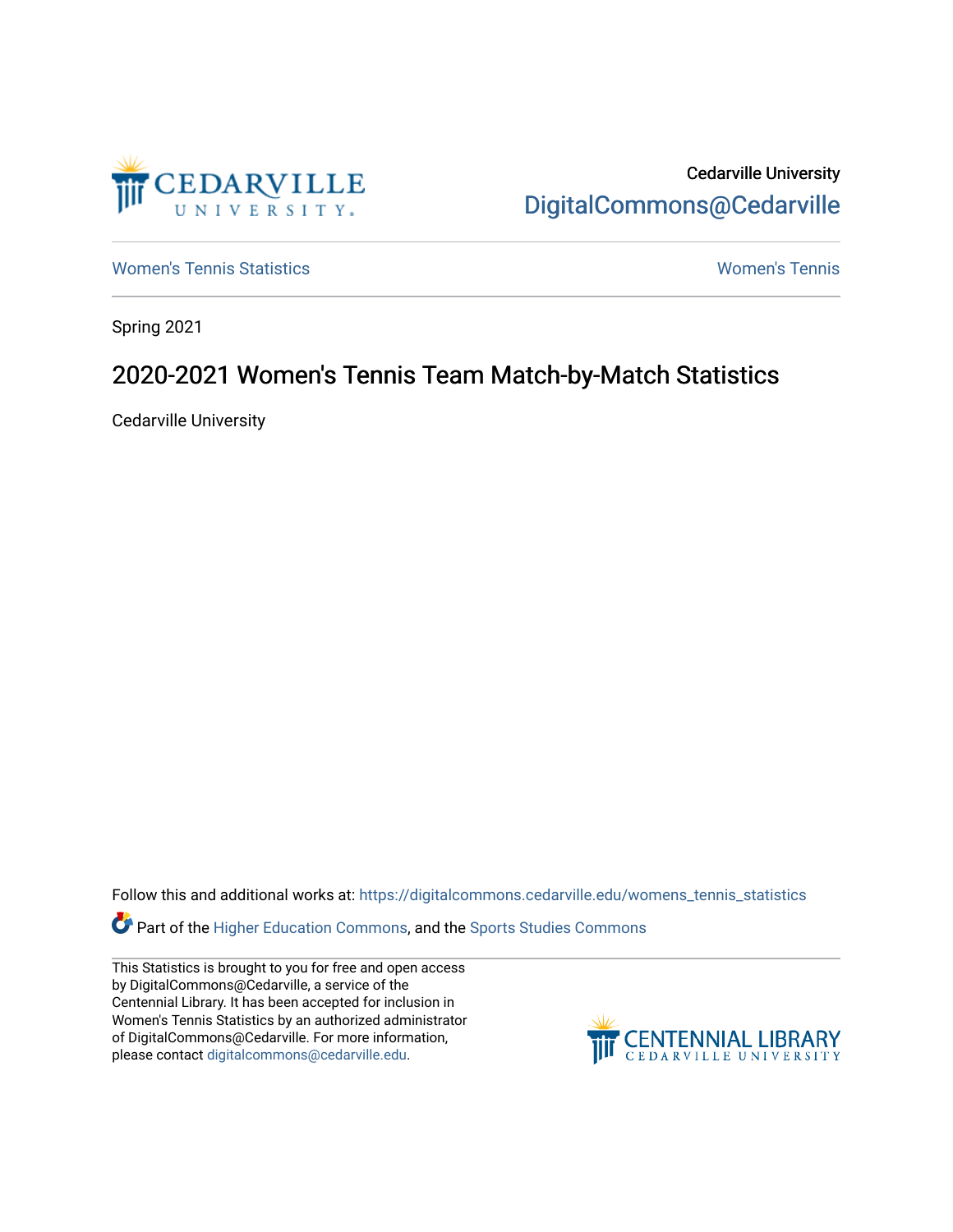Cedarville University

DigitalCommons@Cedarville

Women's Tennis Statistics

Women's Tennis

Spring 2021

# 2020-2021 Women's Tennis Team Match-by-Match Statistics

Cedarville University

Follow this and additional works at: https://digitalcommons.cedarville.edu/womens_tennis_statistics

Part of the Higher Education Commons, and the Sports Studies Commons

This Statistics is brought to you for free and open access by DigitalCommons@Cedarville, a service of the Centennial Library. It has been accepted for inclusion in Women's Tennis Statistics by an authorized administrator of DigitalCommons@Cedarville. For more information, please contact digitalcommons@cedarville.edu.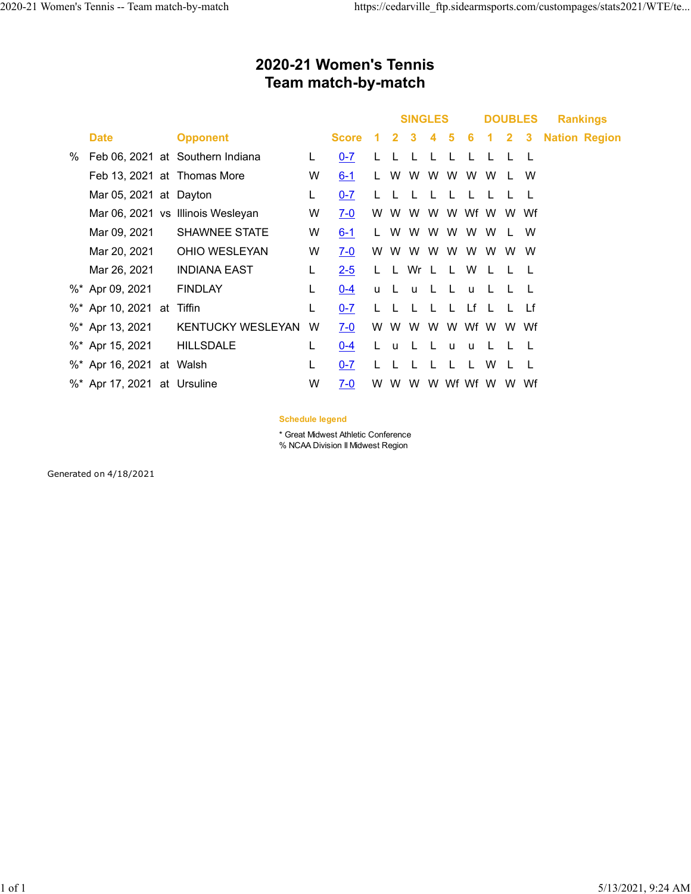# 2020-21 Women's Tennis
## Team match-by-match

| | Date | | Opponent | | Score | SINGLES 1 | 2 | 3 | 4 | 5 | 6 | DOUBLES 1 | 2 | 3 | Rankings Nation | Region |
|---|---|---|---|---|---|---|---|---|---|---|---|---|---|---|---|---|
| % | Feb 06, 2021 | at | Southern Indiana | L | 0-7 | L | L | L | L | L | L | L | L | L | | |
| | Feb 13, 2021 | at | Thomas More | W | 6-1 | L | W | W | W | W | W | W | L | W | | |
| | Mar 05, 2021 | at | Dayton | L | 0-7 | L | L | L | L | L | L | L | L | L | | |
| | Mar 06, 2021 | vs | Illinois Wesleyan | W | 7-0 | W | W | W | W | W | Wf | W | W | Wf | | |
| | Mar 09, 2021 | | SHAWNEE STATE | W | 6-1 | L | W | W | W | W | W | W | L | W | | |
| | Mar 20, 2021 | | OHIO WESLEYAN | W | 7-0 | W | W | W | W | W | W | W | W | W | | |
| | Mar 26, 2021 | | INDIANA EAST | L | 2-5 | L | L | Wr | L | L | W | L | L | L | | |
| %* | Apr 09, 2021 | | FINDLAY | L | 0-4 | u | L | u | L | L | u | L | L | L | | |
| %* | Apr 10, 2021 | at | Tiffin | L | 0-7 | L | L | L | L | L | Lf | L | L | Lf | | |
| %* | Apr 13, 2021 | | KENTUCKY WESLEYAN | W | 7-0 | W | W | W | W | W | Wf | W | W | Wf | | |
| %* | Apr 15, 2021 | | HILLSDALE | L | 0-4 | L | u | L | L | u | u | L | L | L | | |
| %* | Apr 16, 2021 | at | Walsh | L | 0-7 | L | L | L | L | L | L | W | L | L | | |
| %* | Apr 17, 2021 | at | Ursuline | W | 7-0 | W | W | W | W | Wf | Wf | W | W | Wf | | |

**Schedule legend**

* Great Midwest Athletic Conference
% NCAA Division II Midwest Region

Generated on 4/18/2021